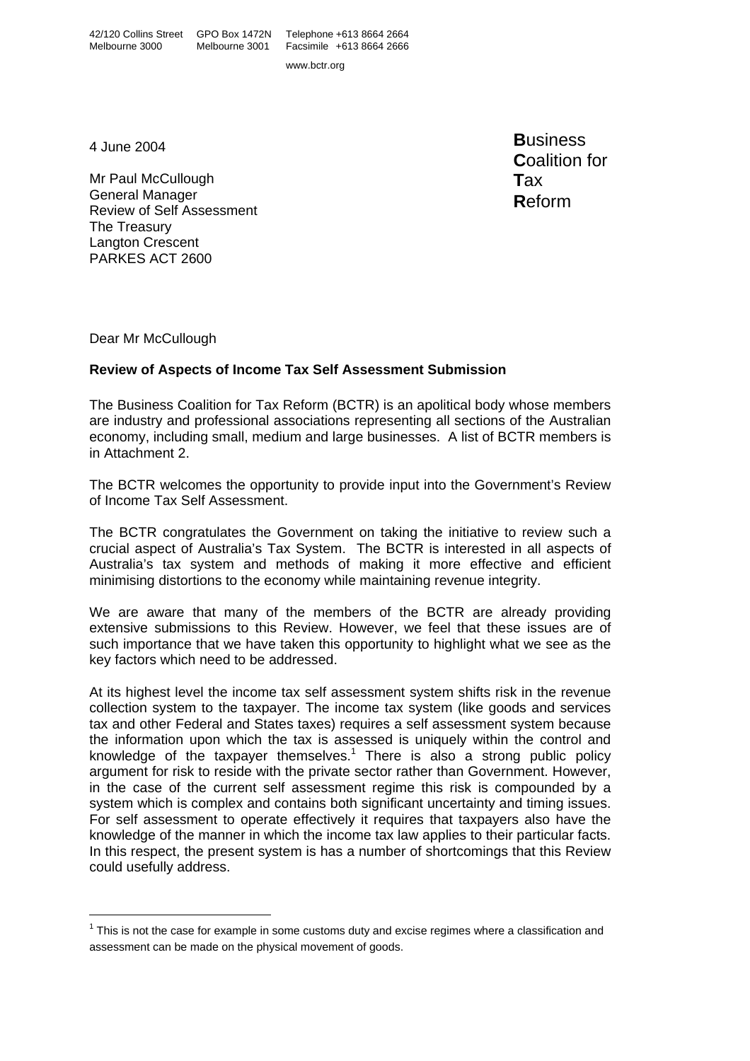42/120 Collins Street
Melbourne 3000

GPO Box 1472N
Melbourne 3001

Telephone +613 8664 2664
Facsimile +613 8664 2666

www.bctr.org

**B**usiness
**C**oalition for
**T**ax
**R**eform

4 June 2004

Mr Paul McCullough
General Manager
Review of Self Assessment
The Treasury
Langton Crescent
PARKES ACT 2600

Dear Mr McCullough

**Review of Aspects of Income Tax Self Assessment Submission**

The Business Coalition for Tax Reform (BCTR) is an apolitical body whose members are industry and professional associations representing all sections of the Australian economy, including small, medium and large businesses. A list of BCTR members is in Attachment 2.

The BCTR welcomes the opportunity to provide input into the Government's Review of Income Tax Self Assessment.

The BCTR congratulates the Government on taking the initiative to review such a crucial aspect of Australia's Tax System. The BCTR is interested in all aspects of Australia's tax system and methods of making it more effective and efficient minimising distortions to the economy while maintaining revenue integrity.

We are aware that many of the members of the BCTR are already providing extensive submissions to this Review. However, we feel that these issues are of such importance that we have taken this opportunity to highlight what we see as the key factors which need to be addressed.

At its highest level the income tax self assessment system shifts risk in the revenue collection system to the taxpayer. The income tax system (like goods and services tax and other Federal and States taxes) requires a self assessment system because the information upon which the tax is assessed is uniquely within the control and knowledge of the taxpayer themselves.[1] There is also a strong public policy argument for risk to reside with the private sector rather than Government. However, in the case of the current self assessment regime this risk is compounded by a system which is complex and contains both significant uncertainty and timing issues. For self assessment to operate effectively it requires that taxpayers also have the knowledge of the manner in which the income tax law applies to their particular facts. In this respect, the present system is has a number of shortcomings that this Review could usefully address.

[1] This is not the case for example in some customs duty and excise regimes where a classification and assessment can be made on the physical movement of goods.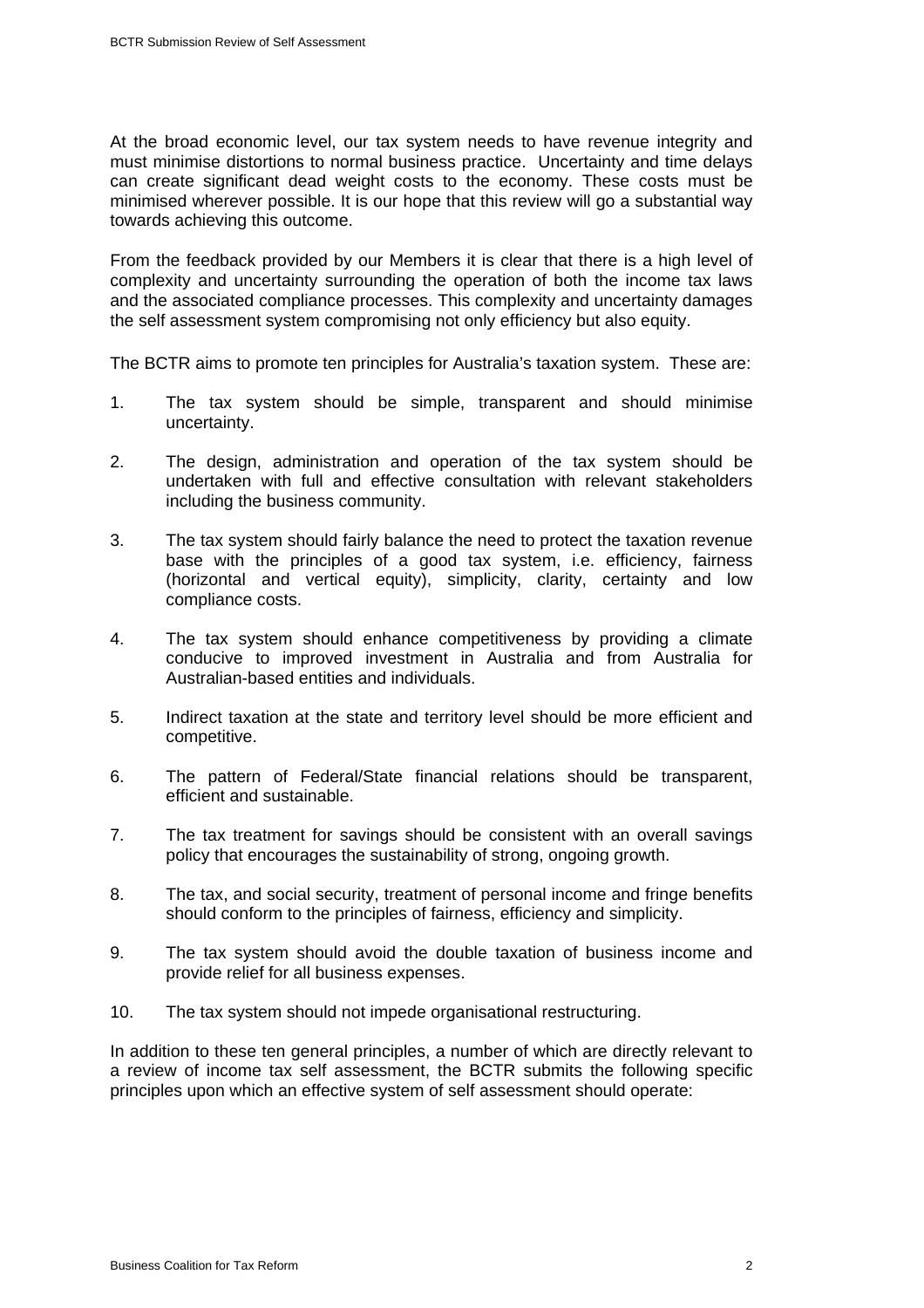At the broad economic level, our tax system needs to have revenue integrity and must minimise distortions to normal business practice. Uncertainty and time delays can create significant dead weight costs to the economy. These costs must be minimised wherever possible. It is our hope that this review will go a substantial way towards achieving this outcome.

From the feedback provided by our Members it is clear that there is a high level of complexity and uncertainty surrounding the operation of both the income tax laws and the associated compliance processes. This complexity and uncertainty damages the self assessment system compromising not only efficiency but also equity.

The BCTR aims to promote ten principles for Australia's taxation system. These are:

1. The tax system should be simple, transparent and should minimise uncertainty.
2. The design, administration and operation of the tax system should be undertaken with full and effective consultation with relevant stakeholders including the business community.
3. The tax system should fairly balance the need to protect the taxation revenue base with the principles of a good tax system, i.e. efficiency, fairness (horizontal and vertical equity), simplicity, clarity, certainty and low compliance costs.
4. The tax system should enhance competitiveness by providing a climate conducive to improved investment in Australia and from Australia for Australian-based entities and individuals.
5. Indirect taxation at the state and territory level should be more efficient and competitive.
6. The pattern of Federal/State financial relations should be transparent, efficient and sustainable.
7. The tax treatment for savings should be consistent with an overall savings policy that encourages the sustainability of strong, ongoing growth.
8. The tax, and social security, treatment of personal income and fringe benefits should conform to the principles of fairness, efficiency and simplicity.
9. The tax system should avoid the double taxation of business income and provide relief for all business expenses.
10. The tax system should not impede organisational restructuring.

In addition to these ten general principles, a number of which are directly relevant to a review of income tax self assessment, the BCTR submits the following specific principles upon which an effective system of self assessment should operate: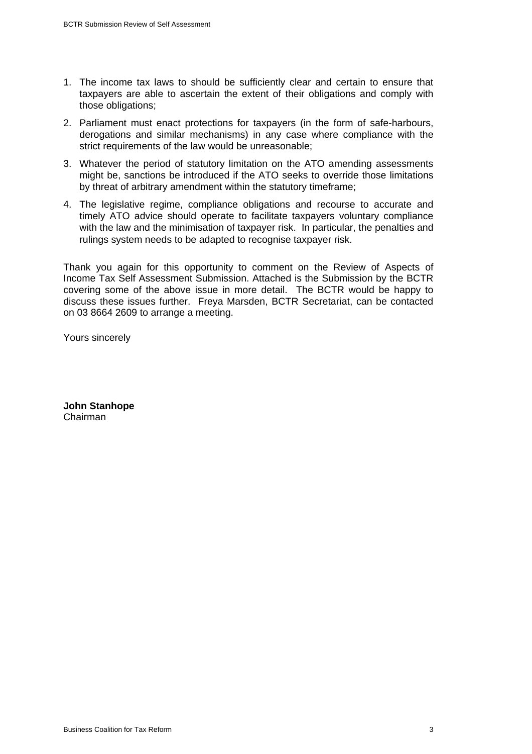1. The income tax laws to should be sufficiently clear and certain to ensure that taxpayers are able to ascertain the extent of their obligations and comply with those obligations;
2. Parliament must enact protections for taxpayers (in the form of safe-harbours, derogations and similar mechanisms) in any case where compliance with the strict requirements of the law would be unreasonable;
3. Whatever the period of statutory limitation on the ATO amending assessments might be, sanctions be introduced if the ATO seeks to override those limitations by threat of arbitrary amendment within the statutory timeframe;
4. The legislative regime, compliance obligations and recourse to accurate and timely ATO advice should operate to facilitate taxpayers voluntary compliance with the law and the minimisation of taxpayer risk. In particular, the penalties and rulings system needs to be adapted to recognise taxpayer risk.

Thank you again for this opportunity to comment on the Review of Aspects of Income Tax Self Assessment Submission. Attached is the Submission by the BCTR covering some of the above issue in more detail. The BCTR would be happy to discuss these issues further. Freya Marsden, BCTR Secretariat, can be contacted on 03 8664 2609 to arrange a meeting.

Yours sincerely

**John Stanhope**
Chairman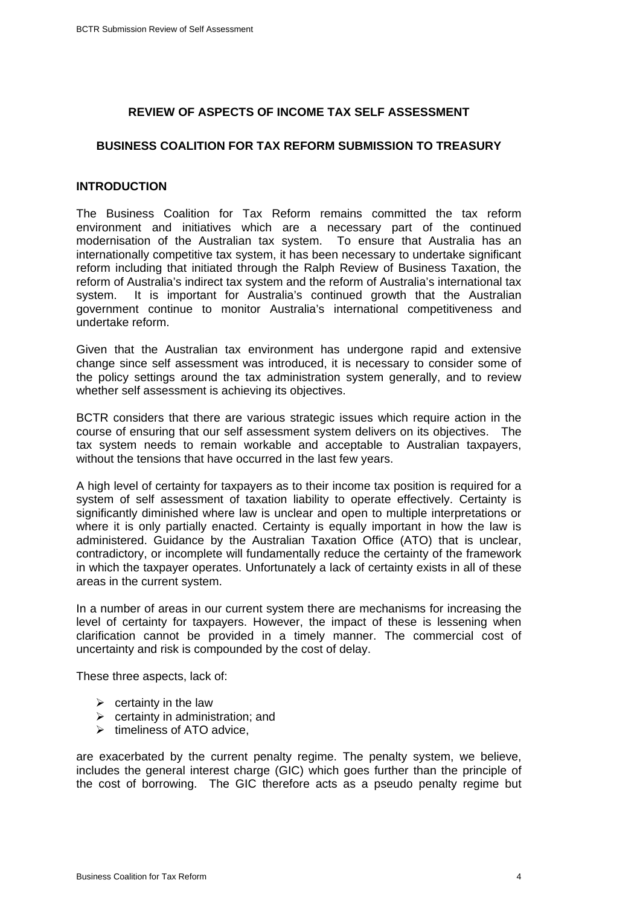## REVIEW OF ASPECTS OF INCOME TAX SELF ASSESSMENT

## BUSINESS COALITION FOR TAX REFORM SUBMISSION TO TREASURY

### INTRODUCTION

The Business Coalition for Tax Reform remains committed the tax reform environment and initiatives which are a necessary part of the continued modernisation of the Australian tax system. To ensure that Australia has an internationally competitive tax system, it has been necessary to undertake significant reform including that initiated through the Ralph Review of Business Taxation, the reform of Australia's indirect tax system and the reform of Australia's international tax system. It is important for Australia's continued growth that the Australian government continue to monitor Australia's international competitiveness and undertake reform.

Given that the Australian tax environment has undergone rapid and extensive change since self assessment was introduced, it is necessary to consider some of the policy settings around the tax administration system generally, and to review whether self assessment is achieving its objectives.

BCTR considers that there are various strategic issues which require action in the course of ensuring that our self assessment system delivers on its objectives. The tax system needs to remain workable and acceptable to Australian taxpayers, without the tensions that have occurred in the last few years.

A high level of certainty for taxpayers as to their income tax position is required for a system of self assessment of taxation liability to operate effectively. Certainty is significantly diminished where law is unclear and open to multiple interpretations or where it is only partially enacted. Certainty is equally important in how the law is administered. Guidance by the Australian Taxation Office (ATO) that is unclear, contradictory, or incomplete will fundamentally reduce the certainty of the framework in which the taxpayer operates. Unfortunately a lack of certainty exists in all of these areas in the current system.

In a number of areas in our current system there are mechanisms for increasing the level of certainty for taxpayers. However, the impact of these is lessening when clarification cannot be provided in a timely manner. The commercial cost of uncertainty and risk is compounded by the cost of delay.

These three aspects, lack of:

- certainty in the law
- certainty in administration; and
- timeliness of ATO advice,

are exacerbated by the current penalty regime. The penalty system, we believe, includes the general interest charge (GIC) which goes further than the principle of the cost of borrowing. The GIC therefore acts as a pseudo penalty regime but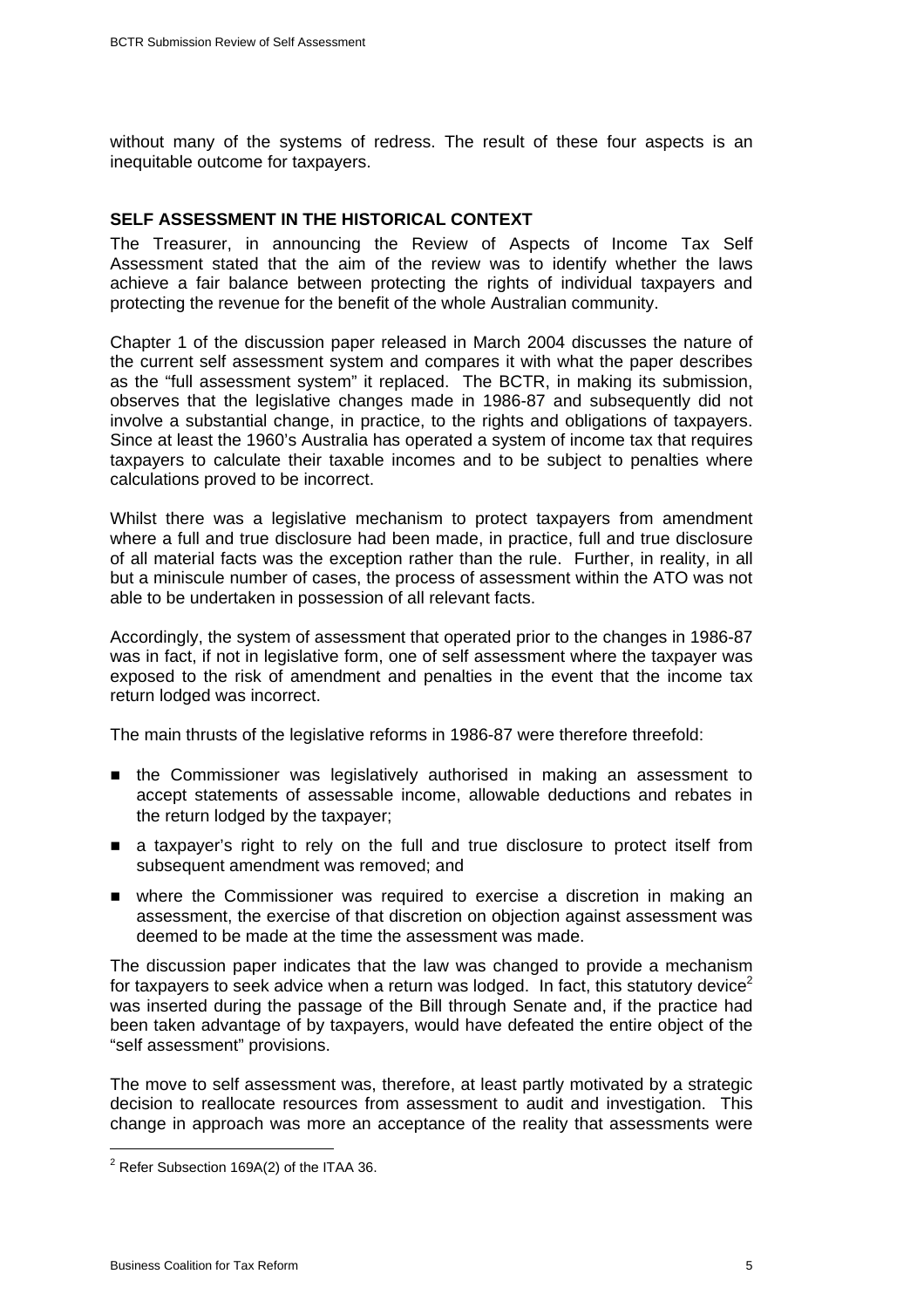without many of the systems of redress. The result of these four aspects is an inequitable outcome for taxpayers.

## SELF ASSESSMENT IN THE HISTORICAL CONTEXT

The Treasurer, in announcing the Review of Aspects of Income Tax Self Assessment stated that the aim of the review was to identify whether the laws achieve a fair balance between protecting the rights of individual taxpayers and protecting the revenue for the benefit of the whole Australian community.

Chapter 1 of the discussion paper released in March 2004 discusses the nature of the current self assessment system and compares it with what the paper describes as the "full assessment system" it replaced. The BCTR, in making its submission, observes that the legislative changes made in 1986-87 and subsequently did not involve a substantial change, in practice, to the rights and obligations of taxpayers. Since at least the 1960's Australia has operated a system of income tax that requires taxpayers to calculate their taxable incomes and to be subject to penalties where calculations proved to be incorrect.

Whilst there was a legislative mechanism to protect taxpayers from amendment where a full and true disclosure had been made, in practice, full and true disclosure of all material facts was the exception rather than the rule. Further, in reality, in all but a miniscule number of cases, the process of assessment within the ATO was not able to be undertaken in possession of all relevant facts.

Accordingly, the system of assessment that operated prior to the changes in 1986-87 was in fact, if not in legislative form, one of self assessment where the taxpayer was exposed to the risk of amendment and penalties in the event that the income tax return lodged was incorrect.

The main thrusts of the legislative reforms in 1986-87 were therefore threefold:

- the Commissioner was legislatively authorised in making an assessment to accept statements of assessable income, allowable deductions and rebates in the return lodged by the taxpayer;
- a taxpayer's right to rely on the full and true disclosure to protect itself from subsequent amendment was removed; and
- where the Commissioner was required to exercise a discretion in making an assessment, the exercise of that discretion on objection against assessment was deemed to be made at the time the assessment was made.

The discussion paper indicates that the law was changed to provide a mechanism for taxpayers to seek advice when a return was lodged. In fact, this statutory device[2] was inserted during the passage of the Bill through Senate and, if the practice had been taken advantage of by taxpayers, would have defeated the entire object of the "self assessment" provisions.

The move to self assessment was, therefore, at least partly motivated by a strategic decision to reallocate resources from assessment to audit and investigation. This change in approach was more an acceptance of the reality that assessments were

[2] Refer Subsection 169A(2) of the ITAA 36.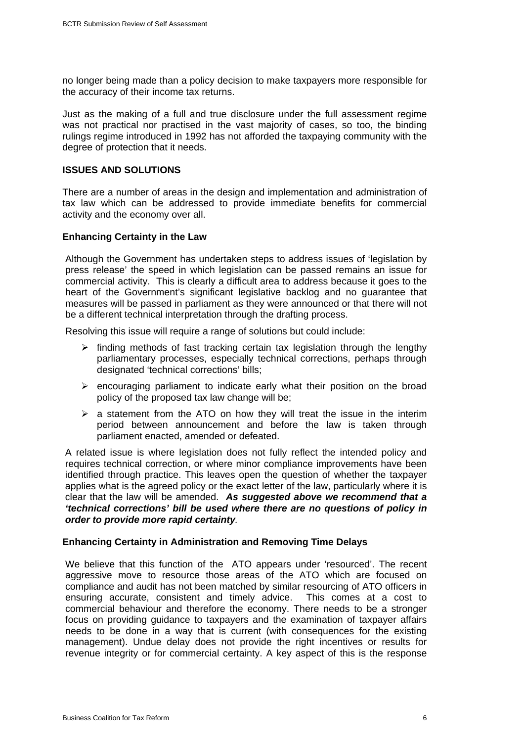no longer being made than a policy decision to make taxpayers more responsible for the accuracy of their income tax returns.

Just as the making of a full and true disclosure under the full assessment regime was not practical nor practised in the vast majority of cases, so too, the binding rulings regime introduced in 1992 has not afforded the taxpaying community with the degree of protection that it needs.

## ISSUES AND SOLUTIONS

There are a number of areas in the design and implementation and administration of tax law which can be addressed to provide immediate benefits for commercial activity and the economy over all.

### Enhancing Certainty in the Law

Although the Government has undertaken steps to address issues of 'legislation by press release' the speed in which legislation can be passed remains an issue for commercial activity. This is clearly a difficult area to address because it goes to the heart of the Government's significant legislative backlog and no guarantee that measures will be passed in parliament as they were announced or that there will not be a different technical interpretation through the drafting process.

Resolving this issue will require a range of solutions but could include:

- finding methods of fast tracking certain tax legislation through the lengthy parliamentary processes, especially technical corrections, perhaps through designated 'technical corrections' bills;
- encouraging parliament to indicate early what their position on the broad policy of the proposed tax law change will be;
- a statement from the ATO on how they will treat the issue in the interim period between announcement and before the law is taken through parliament enacted, amended or defeated.

A related issue is where legislation does not fully reflect the intended policy and requires technical correction, or where minor compliance improvements have been identified through practice. This leaves open the question of whether the taxpayer applies what is the agreed policy or the exact letter of the law, particularly where it is clear that the law will be amended. ***As suggested above we recommend that a 'technical corrections' bill be used where there are no questions of policy in order to provide more rapid certainty***.

### Enhancing Certainty in Administration and Removing Time Delays

We believe that this function of the ATO appears under 'resourced'. The recent aggressive move to resource those areas of the ATO which are focused on compliance and audit has not been matched by similar resourcing of ATO officers in ensuring accurate, consistent and timely advice. This comes at a cost to commercial behaviour and therefore the economy. There needs to be a stronger focus on providing guidance to taxpayers and the examination of taxpayer affairs needs to be done in a way that is current (with consequences for the existing management). Undue delay does not provide the right incentives or results for revenue integrity or for commercial certainty. A key aspect of this is the response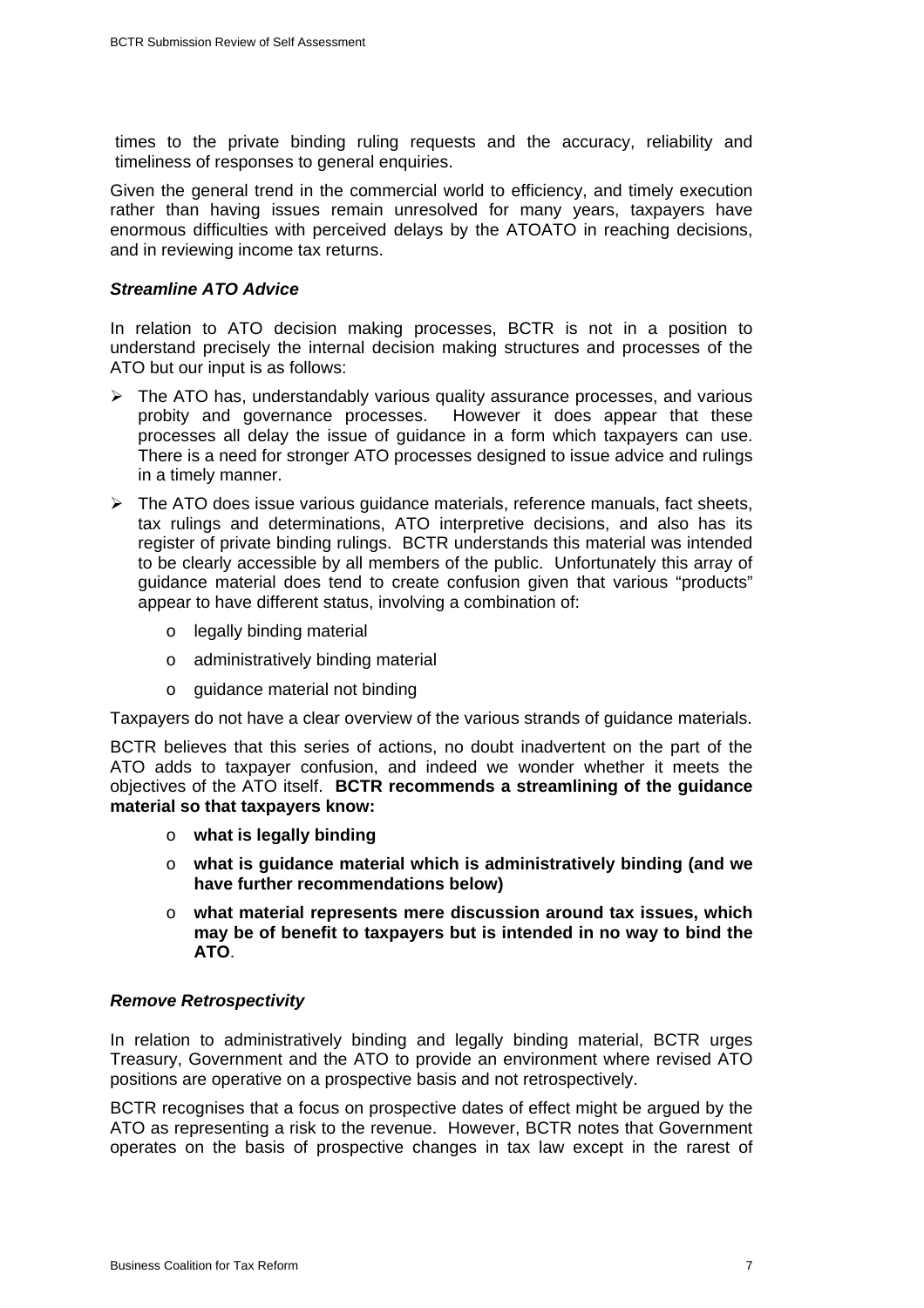times to the private binding ruling requests and the accuracy, reliability and timeliness of responses to general enquiries.

Given the general trend in the commercial world to efficiency, and timely execution rather than having issues remain unresolved for many years, taxpayers have enormous difficulties with perceived delays by the ATOATO in reaching decisions, and in reviewing income tax returns.

***Streamline ATO Advice***

In relation to ATO decision making processes, BCTR is not in a position to understand precisely the internal decision making structures and processes of the ATO but our input is as follows:

- The ATO has, understandably various quality assurance processes, and various probity and governance processes. However it does appear that these processes all delay the issue of guidance in a form which taxpayers can use. There is a need for stronger ATO processes designed to issue advice and rulings in a timely manner.
- The ATO does issue various guidance materials, reference manuals, fact sheets, tax rulings and determinations, ATO interpretive decisions, and also has its register of private binding rulings. BCTR understands this material was intended to be clearly accessible by all members of the public. Unfortunately this array of guidance material does tend to create confusion given that various "products" appear to have different status, involving a combination of:
  - legally binding material
  - administratively binding material
  - guidance material not binding

Taxpayers do not have a clear overview of the various strands of guidance materials.

BCTR believes that this series of actions, no doubt inadvertent on the part of the ATO adds to taxpayer confusion, and indeed we wonder whether it meets the objectives of the ATO itself. **BCTR recommends a streamlining of the guidance material so that taxpayers know:**

- **what is legally binding**
- **what is guidance material which is administratively binding (and we have further recommendations below)**
- **what material represents mere discussion around tax issues, which may be of benefit to taxpayers but is intended in no way to bind the ATO**.

***Remove Retrospectivity***

In relation to administratively binding and legally binding material, BCTR urges Treasury, Government and the ATO to provide an environment where revised ATO positions are operative on a prospective basis and not retrospectively.

BCTR recognises that a focus on prospective dates of effect might be argued by the ATO as representing a risk to the revenue. However, BCTR notes that Government operates on the basis of prospective changes in tax law except in the rarest of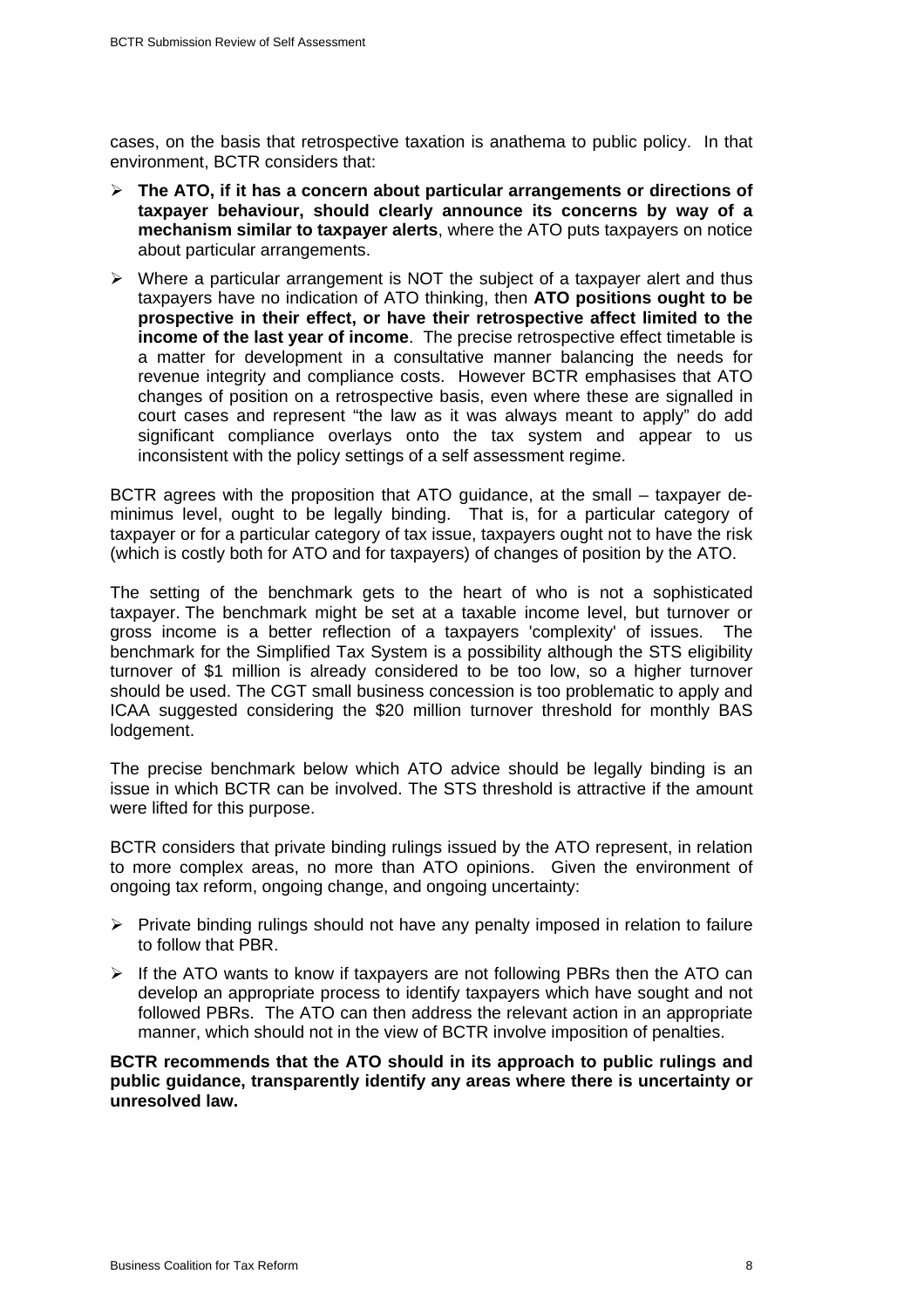cases, on the basis that retrospective taxation is anathema to public policy. In that environment, BCTR considers that:

- **The ATO, if it has a concern about particular arrangements or directions of taxpayer behaviour, should clearly announce its concerns by way of a mechanism similar to taxpayer alerts**, where the ATO puts taxpayers on notice about particular arrangements.
- Where a particular arrangement is NOT the subject of a taxpayer alert and thus taxpayers have no indication of ATO thinking, then **ATO positions ought to be prospective in their effect, or have their retrospective affect limited to the income of the last year of income**. The precise retrospective effect timetable is a matter for development in a consultative manner balancing the needs for revenue integrity and compliance costs. However BCTR emphasises that ATO changes of position on a retrospective basis, even where these are signalled in court cases and represent "the law as it was always meant to apply" do add significant compliance overlays onto the tax system and appear to us inconsistent with the policy settings of a self assessment regime.

BCTR agrees with the proposition that ATO guidance, at the small – taxpayer de-minimus level, ought to be legally binding. That is, for a particular category of taxpayer or for a particular category of tax issue, taxpayers ought not to have the risk (which is costly both for ATO and for taxpayers) of changes of position by the ATO.

The setting of the benchmark gets to the heart of who is not a sophisticated taxpayer. The benchmark might be set at a taxable income level, but turnover or gross income is a better reflection of a taxpayers 'complexity' of issues. The benchmark for the Simplified Tax System is a possibility although the STS eligibility turnover of $1 million is already considered to be too low, so a higher turnover should be used. The CGT small business concession is too problematic to apply and ICAA suggested considering the $20 million turnover threshold for monthly BAS lodgement.

The precise benchmark below which ATO advice should be legally binding is an issue in which BCTR can be involved. The STS threshold is attractive if the amount were lifted for this purpose.

BCTR considers that private binding rulings issued by the ATO represent, in relation to more complex areas, no more than ATO opinions. Given the environment of ongoing tax reform, ongoing change, and ongoing uncertainty:

- Private binding rulings should not have any penalty imposed in relation to failure to follow that PBR.
- If the ATO wants to know if taxpayers are not following PBRs then the ATO can develop an appropriate process to identify taxpayers which have sought and not followed PBRs. The ATO can then address the relevant action in an appropriate manner, which should not in the view of BCTR involve imposition of penalties.

**BCTR recommends that the ATO should in its approach to public rulings and public guidance, transparently identify any areas where there is uncertainty or unresolved law.**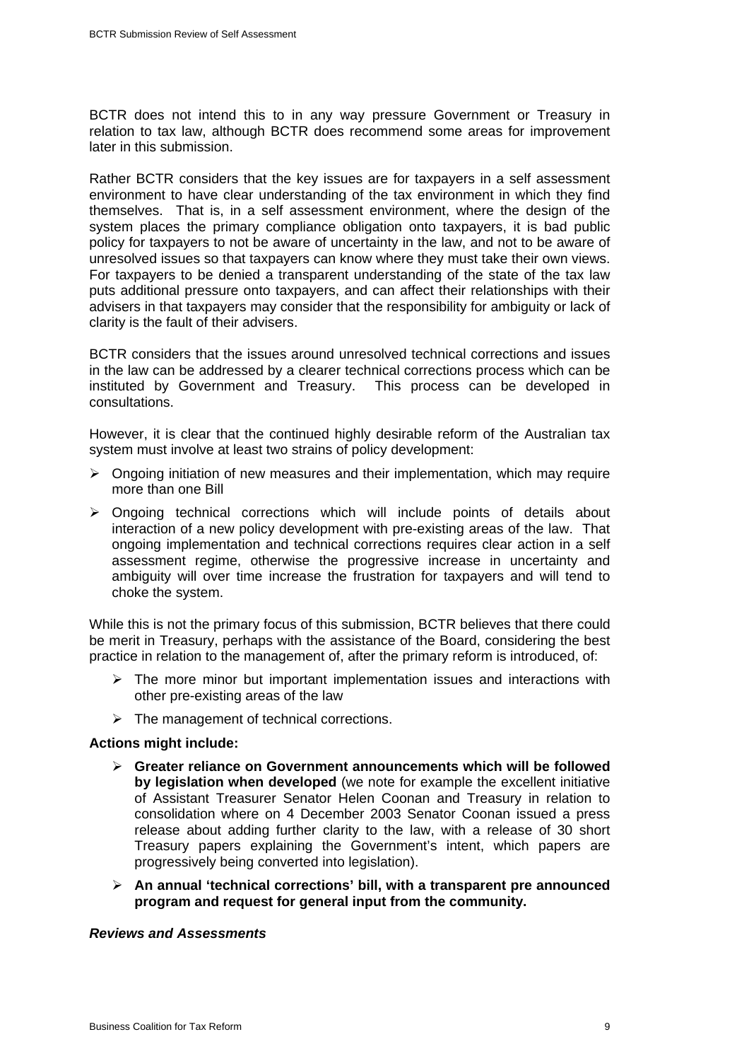BCTR does not intend this to in any way pressure Government or Treasury in relation to tax law, although BCTR does recommend some areas for improvement later in this submission.

Rather BCTR considers that the key issues are for taxpayers in a self assessment environment to have clear understanding of the tax environment in which they find themselves. That is, in a self assessment environment, where the design of the system places the primary compliance obligation onto taxpayers, it is bad public policy for taxpayers to not be aware of uncertainty in the law, and not to be aware of unresolved issues so that taxpayers can know where they must take their own views. For taxpayers to be denied a transparent understanding of the state of the tax law puts additional pressure onto taxpayers, and can affect their relationships with their advisers in that taxpayers may consider that the responsibility for ambiguity or lack of clarity is the fault of their advisers.

BCTR considers that the issues around unresolved technical corrections and issues in the law can be addressed by a clearer technical corrections process which can be instituted by Government and Treasury. This process can be developed in consultations.

However, it is clear that the continued highly desirable reform of the Australian tax system must involve at least two strains of policy development:

- Ongoing initiation of new measures and their implementation, which may require more than one Bill
- Ongoing technical corrections which will include points of details about interaction of a new policy development with pre-existing areas of the law. That ongoing implementation and technical corrections requires clear action in a self assessment regime, otherwise the progressive increase in uncertainty and ambiguity will over time increase the frustration for taxpayers and will tend to choke the system.

While this is not the primary focus of this submission, BCTR believes that there could be merit in Treasury, perhaps with the assistance of the Board, considering the best practice in relation to the management of, after the primary reform is introduced, of:

- The more minor but important implementation issues and interactions with other pre-existing areas of the law
- The management of technical corrections.

**Actions might include:**

- **Greater reliance on Government announcements which will be followed by legislation when developed** (we note for example the excellent initiative of Assistant Treasurer Senator Helen Coonan and Treasury in relation to consolidation where on 4 December 2003 Senator Coonan issued a press release about adding further clarity to the law, with a release of 30 short Treasury papers explaining the Government's intent, which papers are progressively being converted into legislation).
- **An annual 'technical corrections' bill, with a transparent pre announced program and request for general input from the community.**

***Reviews and Assessments***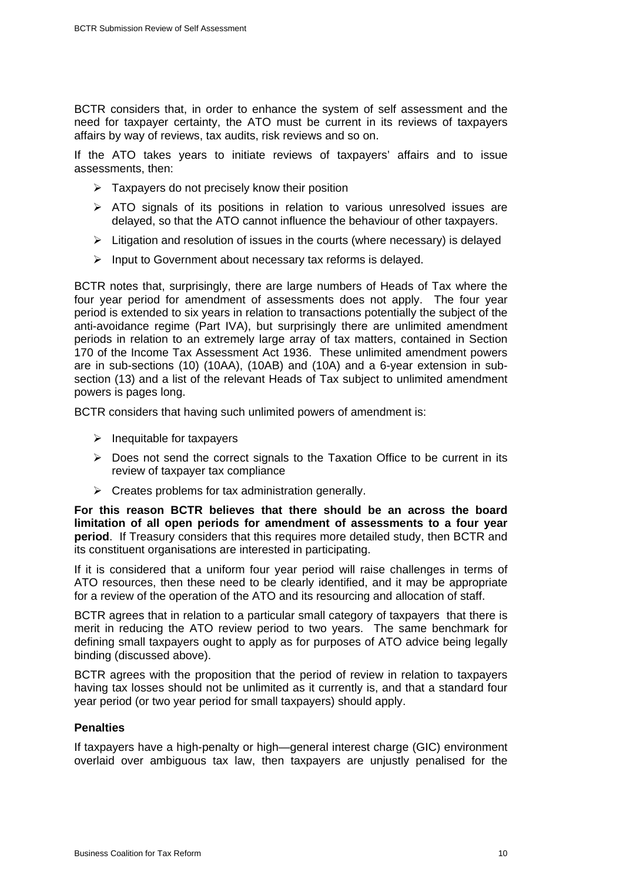BCTR considers that, in order to enhance the system of self assessment and the need for taxpayer certainty, the ATO must be current in its reviews of taxpayers affairs by way of reviews, tax audits, risk reviews and so on.

If the ATO takes years to initiate reviews of taxpayers' affairs and to issue assessments, then:

- Taxpayers do not precisely know their position
- ATO signals of its positions in relation to various unresolved issues are delayed, so that the ATO cannot influence the behaviour of other taxpayers.
- Litigation and resolution of issues in the courts (where necessary) is delayed
- Input to Government about necessary tax reforms is delayed.

BCTR notes that, surprisingly, there are large numbers of Heads of Tax where the four year period for amendment of assessments does not apply. The four year period is extended to six years in relation to transactions potentially the subject of the anti-avoidance regime (Part IVA), but surprisingly there are unlimited amendment periods in relation to an extremely large array of tax matters, contained in Section 170 of the Income Tax Assessment Act 1936. These unlimited amendment powers are in sub-sections (10) (10AA), (10AB) and (10A) and a 6-year extension in sub-section (13) and a list of the relevant Heads of Tax subject to unlimited amendment powers is pages long.

BCTR considers that having such unlimited powers of amendment is:

- Inequitable for taxpayers
- Does not send the correct signals to the Taxation Office to be current in its review of taxpayer tax compliance
- Creates problems for tax administration generally.

**For this reason BCTR believes that there should be an across the board limitation of all open periods for amendment of assessments to a four year period**. If Treasury considers that this requires more detailed study, then BCTR and its constituent organisations are interested in participating.

If it is considered that a uniform four year period will raise challenges in terms of ATO resources, then these need to be clearly identified, and it may be appropriate for a review of the operation of the ATO and its resourcing and allocation of staff.

BCTR agrees that in relation to a particular small category of taxpayers that there is merit in reducing the ATO review period to two years. The same benchmark for defining small taxpayers ought to apply as for purposes of ATO advice being legally binding (discussed above).

BCTR agrees with the proposition that the period of review in relation to taxpayers having tax losses should not be unlimited as it currently is, and that a standard four year period (or two year period for small taxpayers) should apply.

**Penalties**

If taxpayers have a high-penalty or high—general interest charge (GIC) environment overlaid over ambiguous tax law, then taxpayers are unjustly penalised for the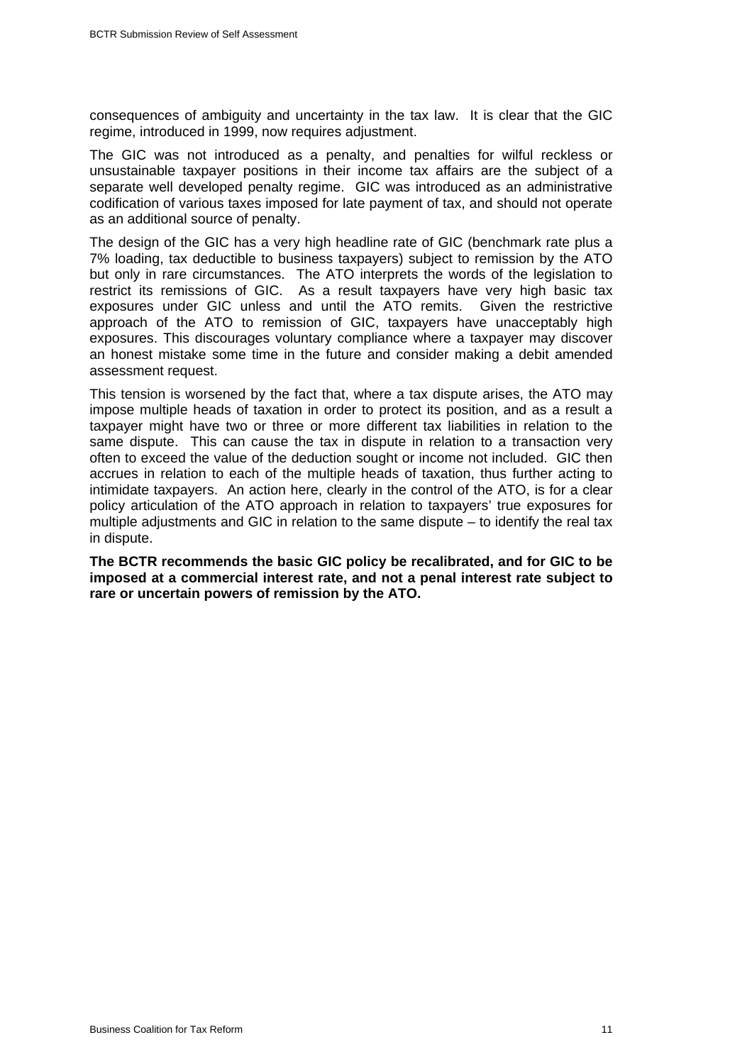consequences of ambiguity and uncertainty in the tax law. It is clear that the GIC regime, introduced in 1999, now requires adjustment.

The GIC was not introduced as a penalty, and penalties for wilful reckless or unsustainable taxpayer positions in their income tax affairs are the subject of a separate well developed penalty regime. GIC was introduced as an administrative codification of various taxes imposed for late payment of tax, and should not operate as an additional source of penalty.

The design of the GIC has a very high headline rate of GIC (benchmark rate plus a 7% loading, tax deductible to business taxpayers) subject to remission by the ATO but only in rare circumstances. The ATO interprets the words of the legislation to restrict its remissions of GIC. As a result taxpayers have very high basic tax exposures under GIC unless and until the ATO remits. Given the restrictive approach of the ATO to remission of GIC, taxpayers have unacceptably high exposures. This discourages voluntary compliance where a taxpayer may discover an honest mistake some time in the future and consider making a debit amended assessment request.

This tension is worsened by the fact that, where a tax dispute arises, the ATO may impose multiple heads of taxation in order to protect its position, and as a result a taxpayer might have two or three or more different tax liabilities in relation to the same dispute. This can cause the tax in dispute in relation to a transaction very often to exceed the value of the deduction sought or income not included. GIC then accrues in relation to each of the multiple heads of taxation, thus further acting to intimidate taxpayers. An action here, clearly in the control of the ATO, is for a clear policy articulation of the ATO approach in relation to taxpayers' true exposures for multiple adjustments and GIC in relation to the same dispute – to identify the real tax in dispute.

**The BCTR recommends the basic GIC policy be recalibrated, and for GIC to be imposed at a commercial interest rate, and not a penal interest rate subject to rare or uncertain powers of remission by the ATO.**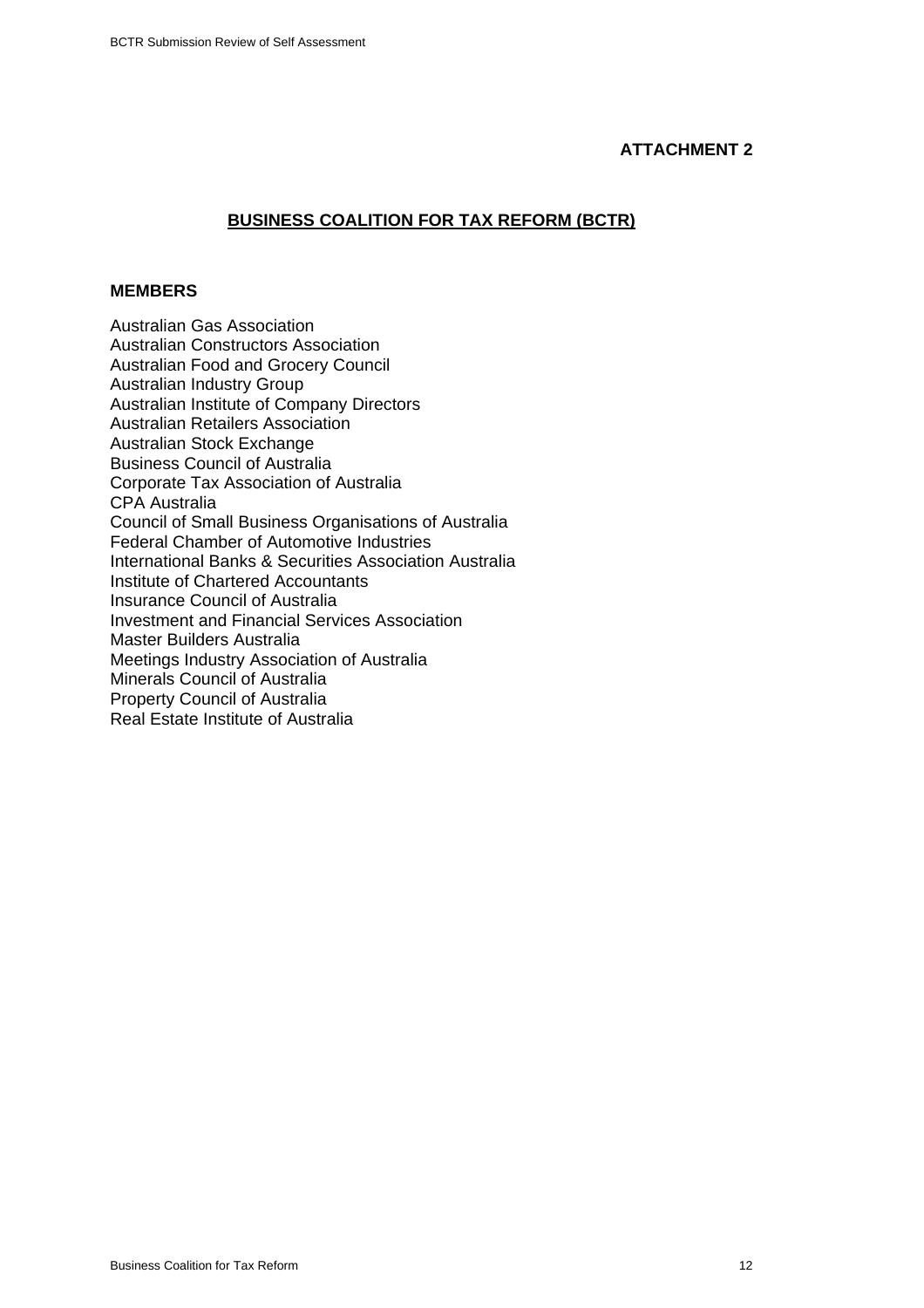**ATTACHMENT 2**

## BUSINESS COALITION FOR TAX REFORM (BCTR)

### MEMBERS

Australian Gas Association
Australian Constructors Association
Australian Food and Grocery Council
Australian Industry Group
Australian Institute of Company Directors
Australian Retailers Association
Australian Stock Exchange
Business Council of Australia
Corporate Tax Association of Australia
CPA Australia
Council of Small Business Organisations of Australia
Federal Chamber of Automotive Industries
International Banks & Securities Association Australia
Institute of Chartered Accountants
Insurance Council of Australia
Investment and Financial Services Association
Master Builders Australia
Meetings Industry Association of Australia
Minerals Council of Australia
Property Council of Australia
Real Estate Institute of Australia